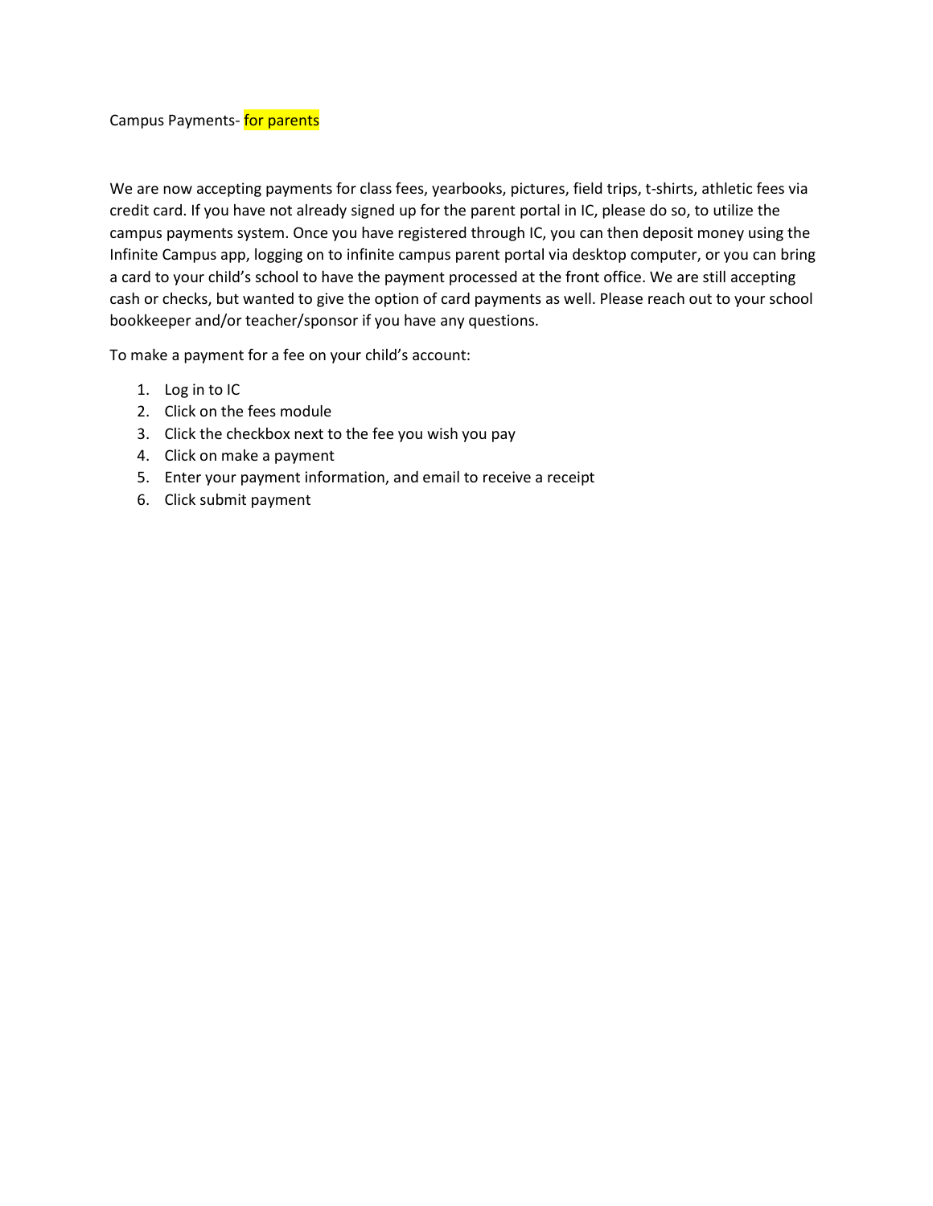Campus Payments- for parents

We are now accepting payments for class fees, yearbooks, pictures, field trips, t-shirts, athletic fees via credit card. If you have not already signed up for the parent portal in IC, please do so, to utilize the campus payments system. Once you have registered through IC, you can then deposit money using the Infinite Campus app, logging on to infinite campus parent portal via desktop computer, or you can bring a card to your child's school to have the payment processed at the front office. We are still accepting cash or checks, but wanted to give the option of card payments as well. Please reach out to your school bookkeeper and/or teacher/sponsor if you have any questions.

To make a payment for a fee on your child's account:

1. Log in to IC
2. Click on the fees module
3. Click the checkbox next to the fee you wish you pay
4. Click on make a payment
5. Enter your payment information, and email to receive a receipt
6. Click submit payment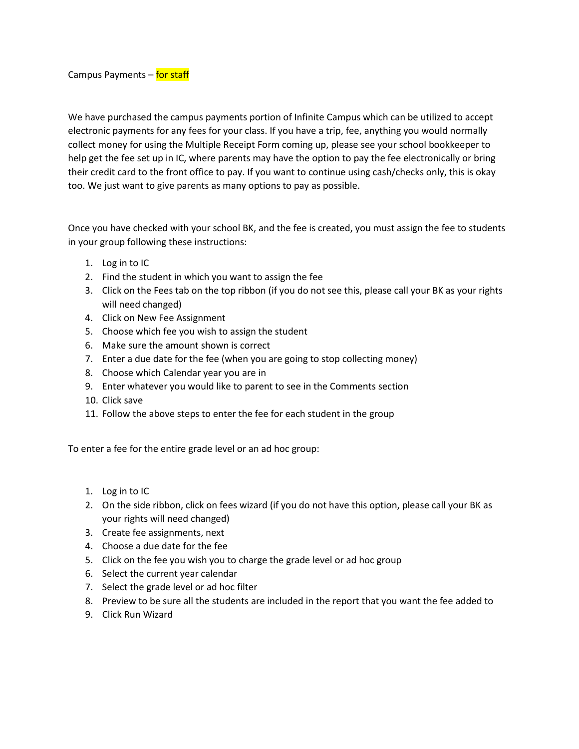Campus Payments – for staff

We have purchased the campus payments portion of Infinite Campus which can be utilized to accept electronic payments for any fees for your class. If you have a trip, fee, anything you would normally collect money for using the Multiple Receipt Form coming up, please see your school bookkeeper to help get the fee set up in IC, where parents may have the option to pay the fee electronically or bring their credit card to the front office to pay. If you want to continue using cash/checks only, this is okay too. We just want to give parents as many options to pay as possible.

Once you have checked with your school BK, and the fee is created, you must assign the fee to students in your group following these instructions:

1. Log in to IC
2. Find the student in which you want to assign the fee
3. Click on the Fees tab on the top ribbon (if you do not see this, please call your BK as your rights will need changed)
4. Click on New Fee Assignment
5. Choose which fee you wish to assign the student
6. Make sure the amount shown is correct
7. Enter a due date for the fee (when you are going to stop collecting money)
8. Choose which Calendar year you are in
9. Enter whatever you would like to parent to see in the Comments section
10. Click save
11. Follow the above steps to enter the fee for each student in the group

To enter a fee for the entire grade level or an ad hoc group:

1. Log in to IC
2. On the side ribbon, click on fees wizard (if you do not have this option, please call your BK as your rights will need changed)
3. Create fee assignments, next
4. Choose a due date for the fee
5. Click on the fee you wish you to charge the grade level or ad hoc group
6. Select the current year calendar
7. Select the grade level or ad hoc filter
8. Preview to be sure all the students are included in the report that you want the fee added to
9. Click Run Wizard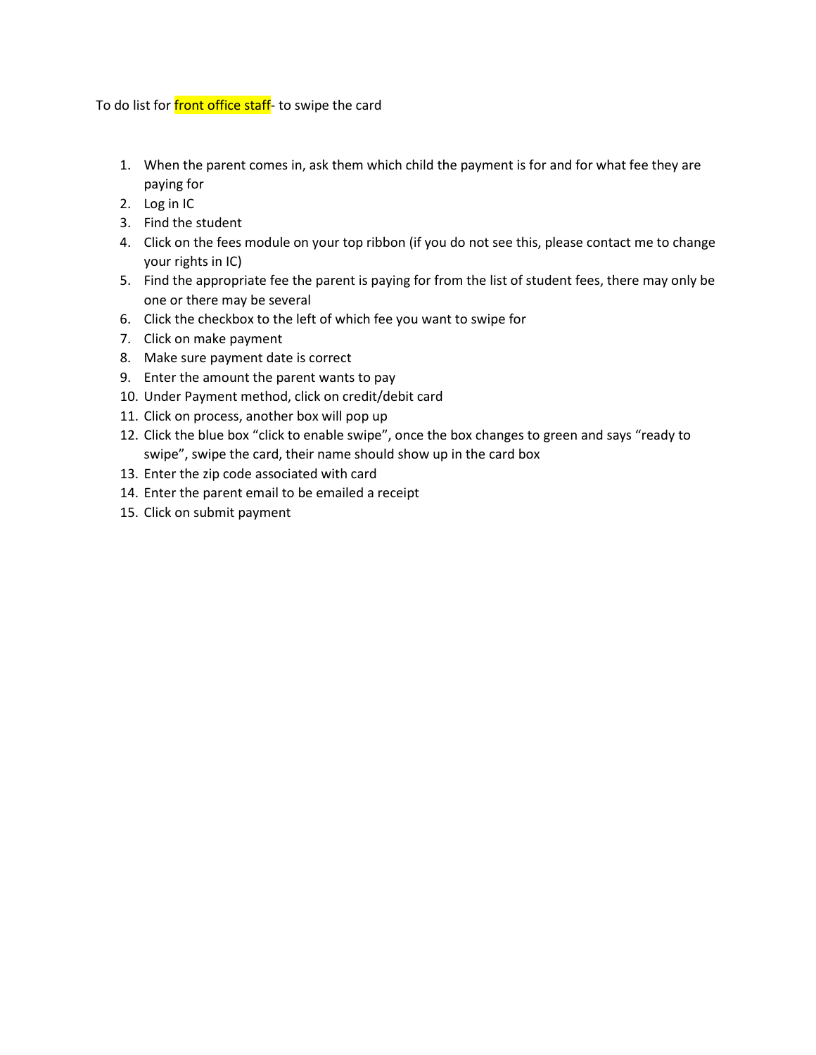To do list for front office staff- to swipe the card

1. When the parent comes in, ask them which child the payment is for and for what fee they are paying for
2. Log in IC
3. Find the student
4. Click on the fees module on your top ribbon (if you do not see this, please contact me to change your rights in IC)
5. Find the appropriate fee the parent is paying for from the list of student fees, there may only be one or there may be several
6. Click the checkbox to the left of which fee you want to swipe for
7. Click on make payment
8. Make sure payment date is correct
9. Enter the amount the parent wants to pay
10. Under Payment method, click on credit/debit card
11. Click on process, another box will pop up
12. Click the blue box “click to enable swipe”, once the box changes to green and says “ready to swipe”, swipe the card, their name should show up in the card box
13. Enter the zip code associated with card
14. Enter the parent email to be emailed a receipt
15. Click on submit payment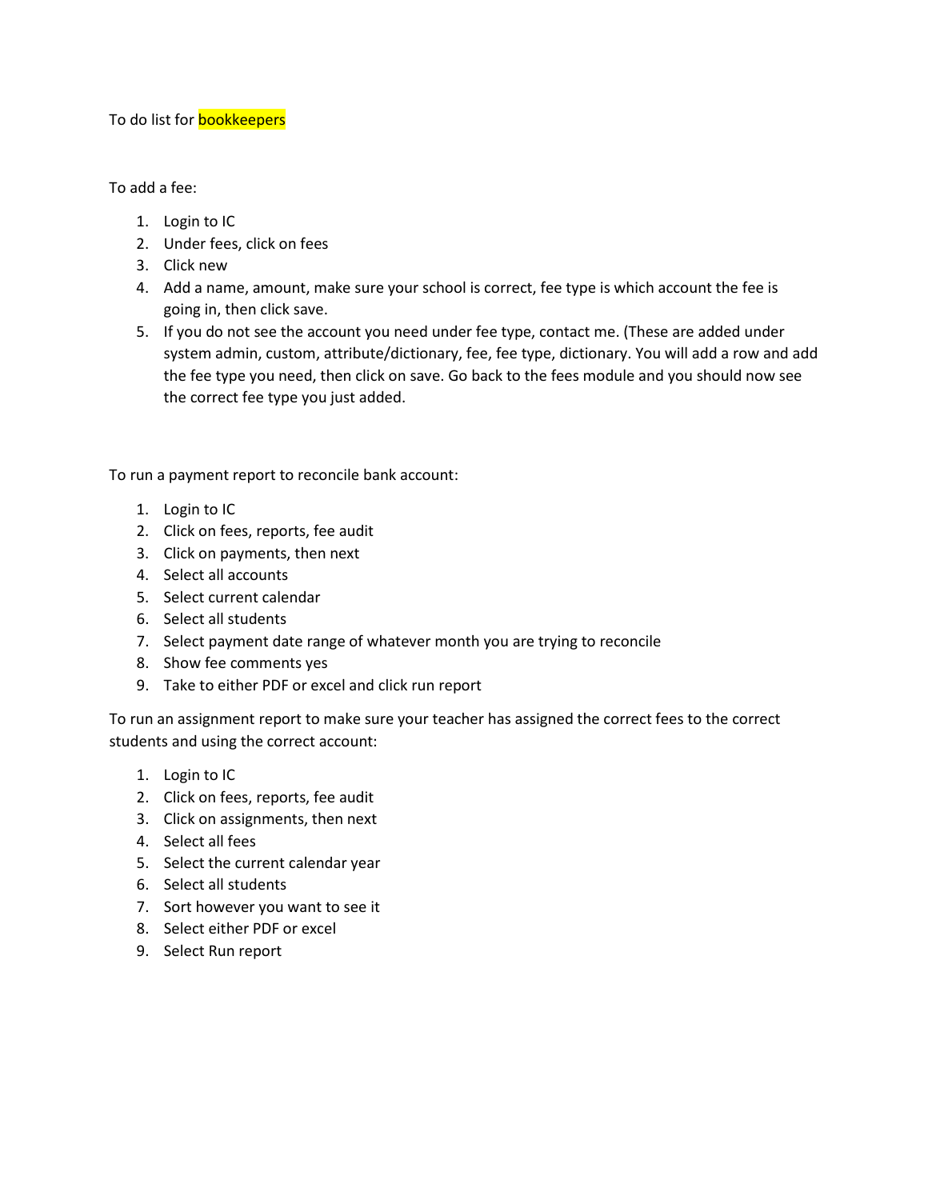To do list for bookkeepers

To add a fee:

1. Login to IC
2. Under fees, click on fees
3. Click new
4. Add a name, amount, make sure your school is correct, fee type is which account the fee is going in, then click save.
5. If you do not see the account you need under fee type, contact me. (These are added under system admin, custom, attribute/dictionary, fee, fee type, dictionary. You will add a row and add the fee type you need, then click on save. Go back to the fees module and you should now see the correct fee type you just added.

To run a payment report to reconcile bank account:

1. Login to IC
2. Click on fees, reports, fee audit
3. Click on payments, then next
4. Select all accounts
5. Select current calendar
6. Select all students
7. Select payment date range of whatever month you are trying to reconcile
8. Show fee comments yes
9. Take to either PDF or excel and click run report

To run an assignment report to make sure your teacher has assigned the correct fees to the correct students and using the correct account:

1. Login to IC
2. Click on fees, reports, fee audit
3. Click on assignments, then next
4. Select all fees
5. Select the current calendar year
6. Select all students
7. Sort however you want to see it
8. Select either PDF or excel
9. Select Run report